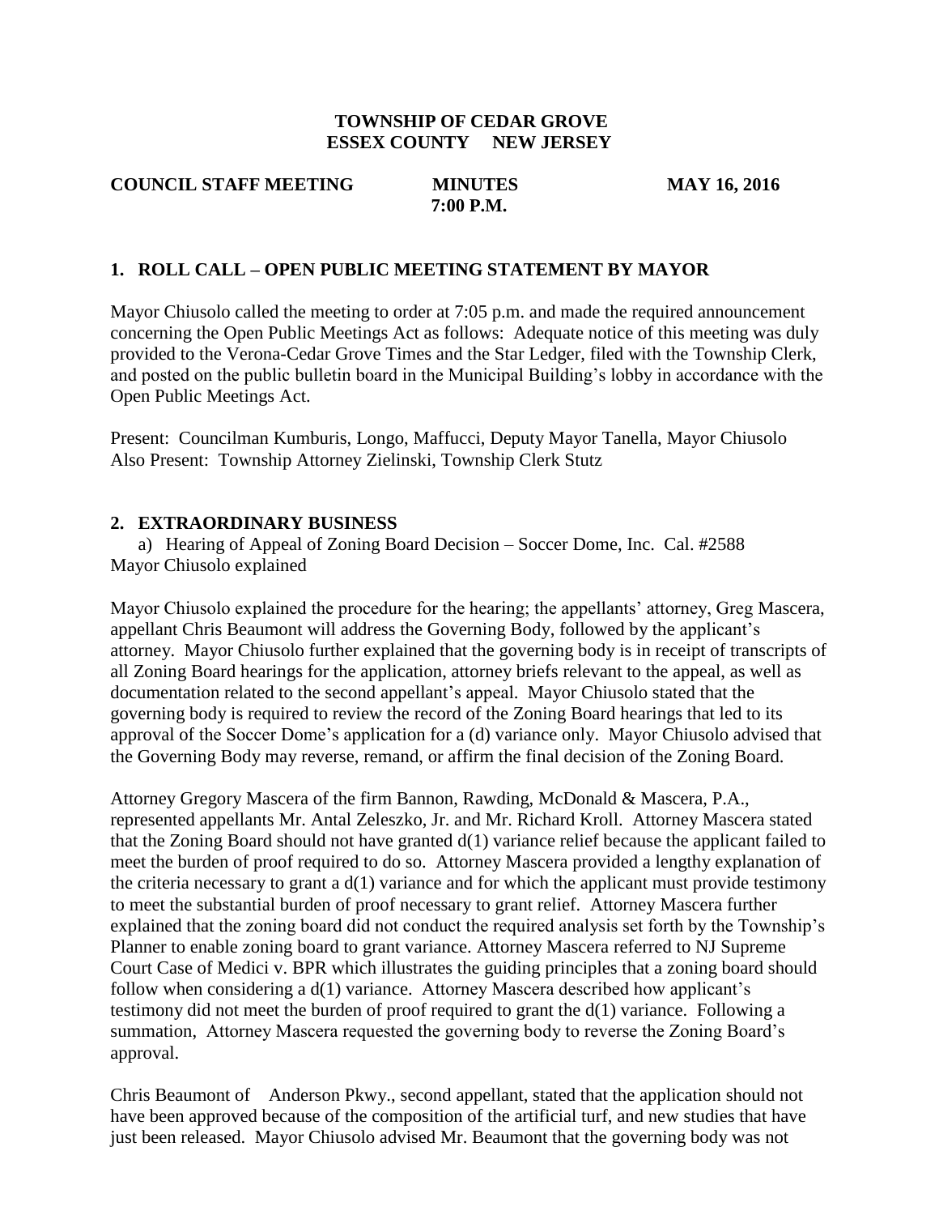# TOWNSHIP OF CEDAR GROVE
## ESSEX COUNTY NEW JERSEY

**COUNCIL STAFF MEETING** **MINUTES** **MAY 16, 2016**
**7:00 P.M.**

### 1. ROLL CALL – OPEN PUBLIC MEETING STATEMENT BY MAYOR

Mayor Chiusolo called the meeting to order at 7:05 p.m. and made the required announcement concerning the Open Public Meetings Act as follows: Adequate notice of this meeting was duly provided to the Verona-Cedar Grove Times and the Star Ledger, filed with the Township Clerk, and posted on the public bulletin board in the Municipal Building's lobby in accordance with the Open Public Meetings Act.

Present: Councilman Kumburis, Longo, Maffucci, Deputy Mayor Tanella, Mayor Chiusolo
Also Present: Township Attorney Zielinski, Township Clerk Stutz

### 2. EXTRAORDINARY BUSINESS

a) Hearing of Appeal of Zoning Board Decision – Soccer Dome, Inc. Cal. #2588
Mayor Chiusolo explained

Mayor Chiusolo explained the procedure for the hearing; the appellants' attorney, Greg Mascera, appellant Chris Beaumont will address the Governing Body, followed by the applicant's attorney. Mayor Chiusolo further explained that the governing body is in receipt of transcripts of all Zoning Board hearings for the application, attorney briefs relevant to the appeal, as well as documentation related to the second appellant's appeal. Mayor Chiusolo stated that the governing body is required to review the record of the Zoning Board hearings that led to its approval of the Soccer Dome's application for a (d) variance only. Mayor Chiusolo advised that the Governing Body may reverse, remand, or affirm the final decision of the Zoning Board.

Attorney Gregory Mascera of the firm Bannon, Rawding, McDonald & Mascera, P.A., represented appellants Mr. Antal Zeleszko, Jr. and Mr. Richard Kroll. Attorney Mascera stated that the Zoning Board should not have granted d(1) variance relief because the applicant failed to meet the burden of proof required to do so. Attorney Mascera provided a lengthy explanation of the criteria necessary to grant a d(1) variance and for which the applicant must provide testimony to meet the substantial burden of proof necessary to grant relief. Attorney Mascera further explained that the zoning board did not conduct the required analysis set forth by the Township's Planner to enable zoning board to grant variance. Attorney Mascera referred to NJ Supreme Court Case of Medici v. BPR which illustrates the guiding principles that a zoning board should follow when considering a d(1) variance. Attorney Mascera described how applicant's testimony did not meet the burden of proof required to grant the d(1) variance. Following a summation, Attorney Mascera requested the governing body to reverse the Zoning Board's approval.

Chris Beaumont of Anderson Pkwy., second appellant, stated that the application should not have been approved because of the composition of the artificial turf, and new studies that have just been released. Mayor Chiusolo advised Mr. Beaumont that the governing body was not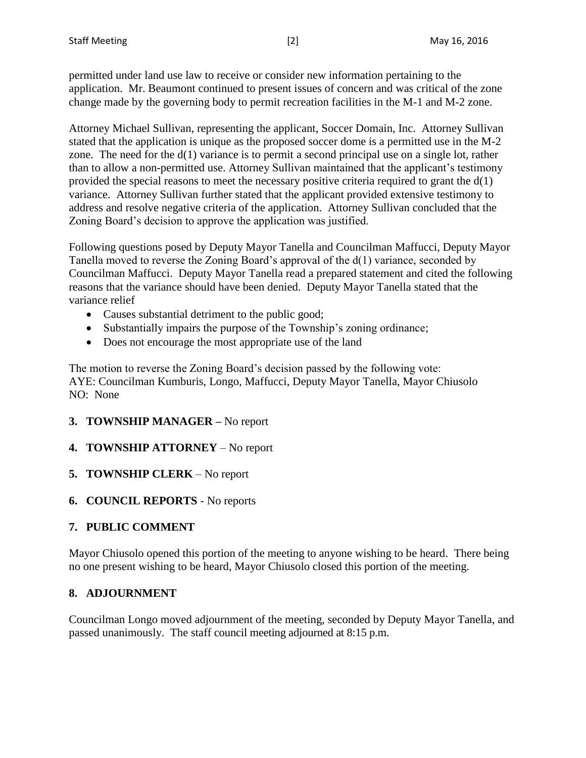permitted under land use law to receive or consider new information pertaining to the application. Mr. Beaumont continued to present issues of concern and was critical of the zone change made by the governing body to permit recreation facilities in the M-1 and M-2 zone.

Attorney Michael Sullivan, representing the applicant, Soccer Domain, Inc. Attorney Sullivan stated that the application is unique as the proposed soccer dome is a permitted use in the M-2 zone. The need for the d(1) variance is to permit a second principal use on a single lot, rather than to allow a non-permitted use. Attorney Sullivan maintained that the applicant's testimony provided the special reasons to meet the necessary positive criteria required to grant the d(1) variance. Attorney Sullivan further stated that the applicant provided extensive testimony to address and resolve negative criteria of the application. Attorney Sullivan concluded that the Zoning Board's decision to approve the application was justified.

Following questions posed by Deputy Mayor Tanella and Councilman Maffucci, Deputy Mayor Tanella moved to reverse the Zoning Board's approval of the d(1) variance, seconded by Councilman Maffucci. Deputy Mayor Tanella read a prepared statement and cited the following reasons that the variance should have been denied. Deputy Mayor Tanella stated that the variance relief

- Causes substantial detriment to the public good;
- Substantially impairs the purpose of the Township's zoning ordinance;
- Does not encourage the most appropriate use of the land

The motion to reverse the Zoning Board's decision passed by the following vote:
AYE: Councilman Kumburis, Longo, Maffucci, Deputy Mayor Tanella, Mayor Chiusolo
NO: None

**3. TOWNSHIP MANAGER –** No report

**4. TOWNSHIP ATTORNEY** – No report

**5. TOWNSHIP CLERK** – No report

**6. COUNCIL REPORTS** - No reports

**7. PUBLIC COMMENT**

Mayor Chiusolo opened this portion of the meeting to anyone wishing to be heard. There being no one present wishing to be heard, Mayor Chiusolo closed this portion of the meeting.

**8. ADJOURNMENT**

Councilman Longo moved adjournment of the meeting, seconded by Deputy Mayor Tanella, and passed unanimously. The staff council meeting adjourned at 8:15 p.m.